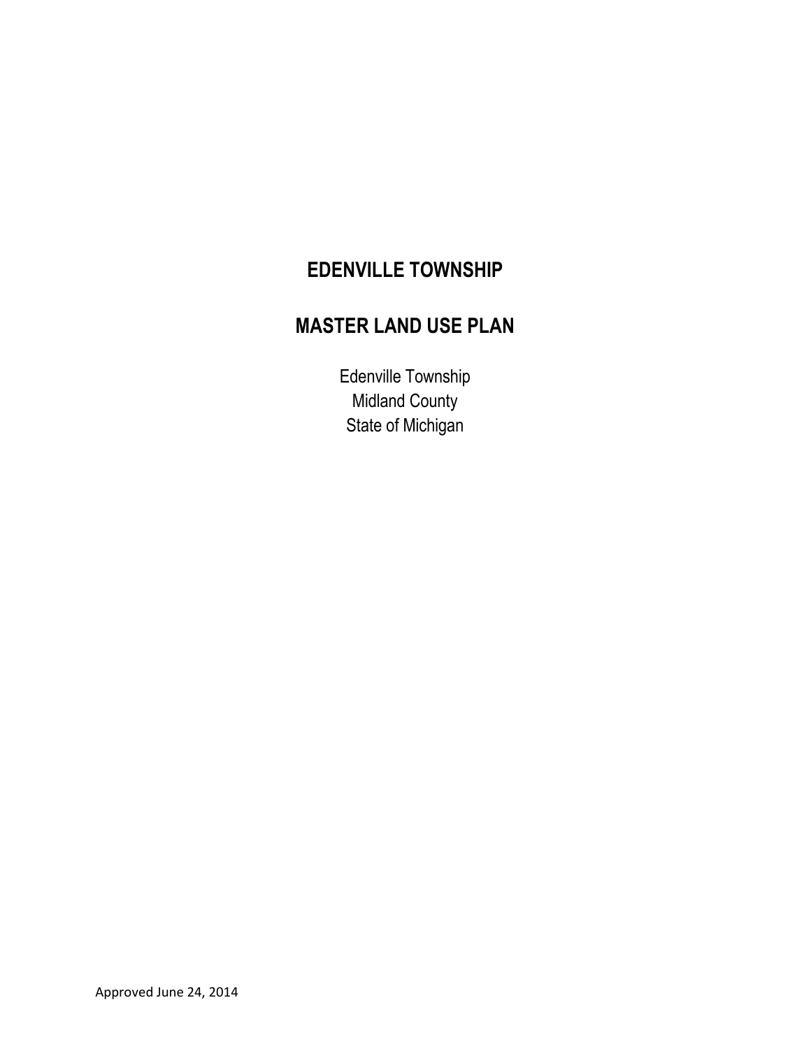# EDENVILLE TOWNSHIP

# MASTER LAND USE PLAN

Edenville Township
Midland County
State of Michigan

Approved June 24, 2014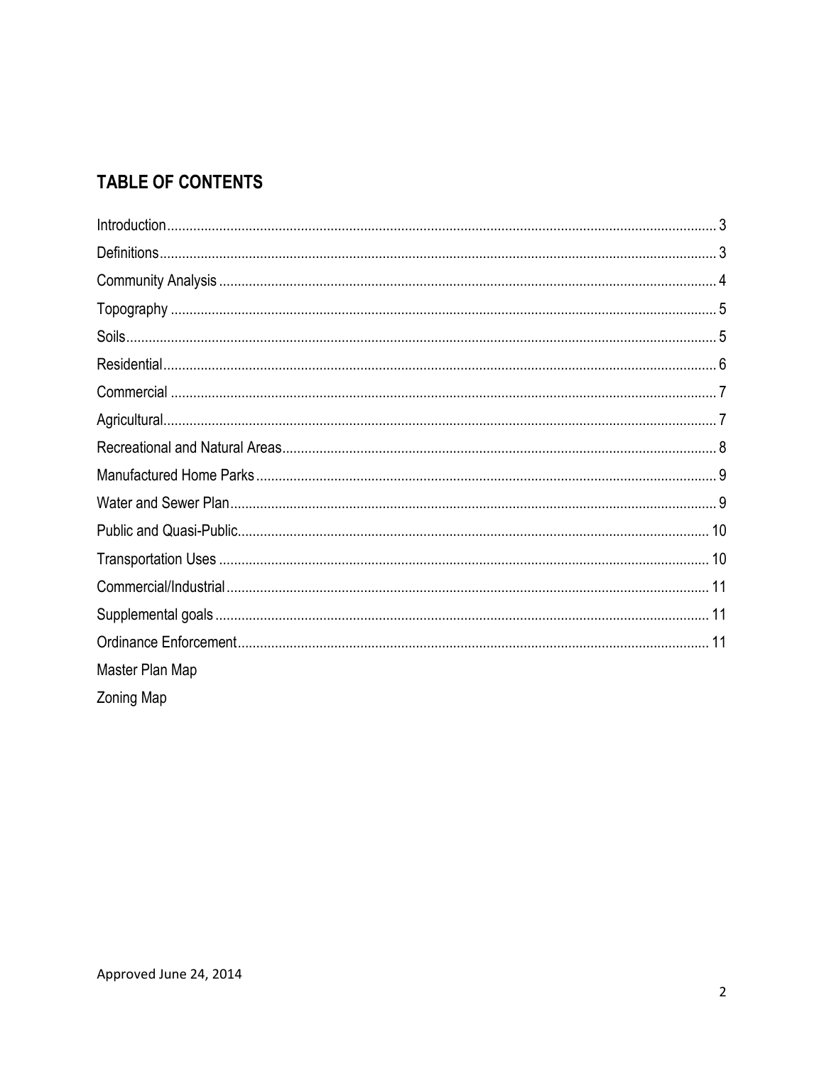## TABLE OF CONTENTS

| Section | Page |
|---|---|
| Introduction | 3 |
| Definitions | 3 |
| Community Analysis | 4 |
| Topography | 5 |
| Soils | 5 |
| Residential | 6 |
| Commercial | 7 |
| Agricultural | 7 |
| Recreational and Natural Areas | 8 |
| Manufactured Home Parks | 9 |
| Water and Sewer Plan | 9 |
| Public and Quasi-Public | 10 |
| Transportation Uses | 10 |
| Commercial/Industrial | 11 |
| Supplemental goals | 11 |
| Ordinance Enforcement | 11 |
| Master Plan Map | |
| Zoning Map | |

Approved June 24, 2014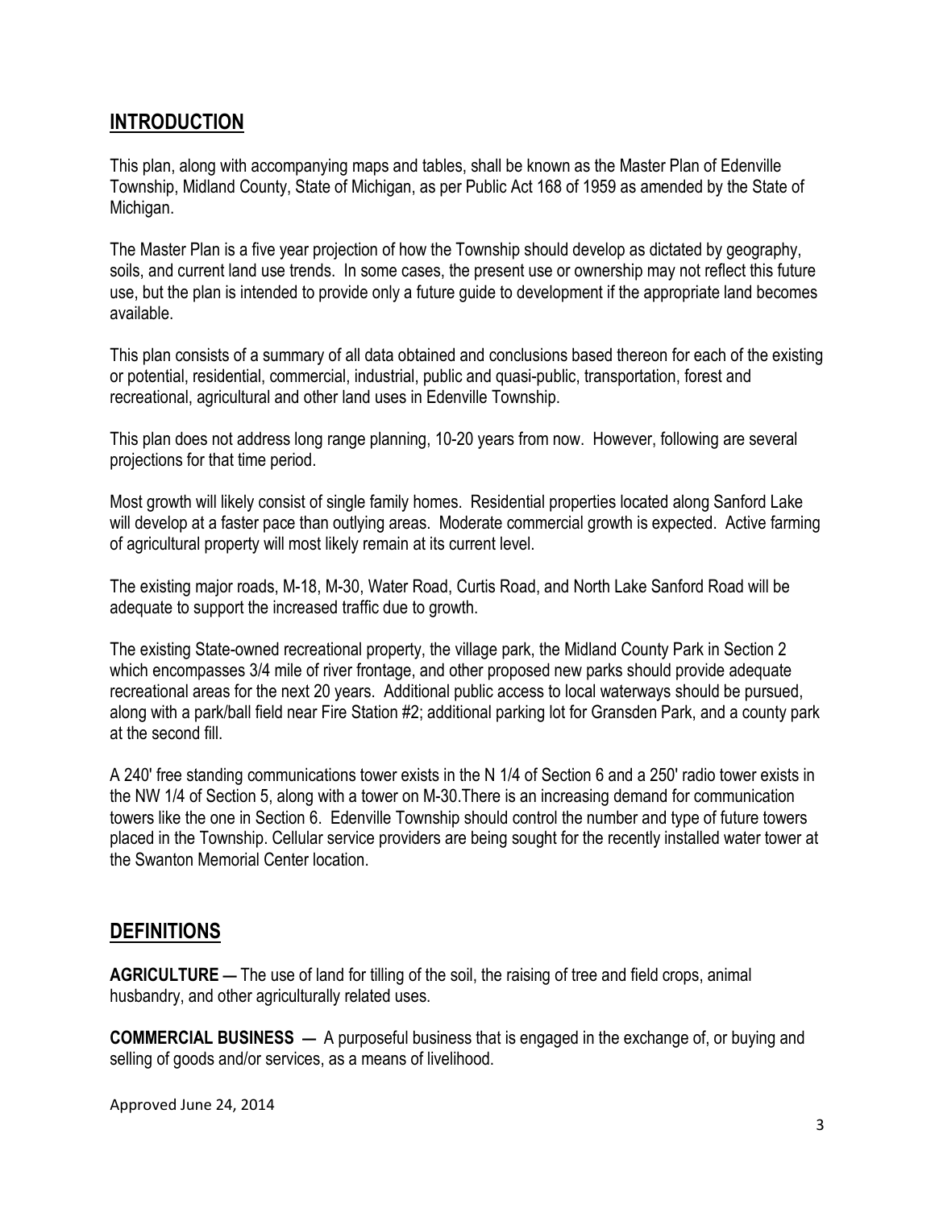## INTRODUCTION

This plan, along with accompanying maps and tables, shall be known as the Master Plan of Edenville Township, Midland County, State of Michigan, as per Public Act 168 of 1959 as amended by the State of Michigan.

The Master Plan is a five year projection of how the Township should develop as dictated by geography, soils, and current land use trends. In some cases, the present use or ownership may not reflect this future use, but the plan is intended to provide only a future guide to development if the appropriate land becomes available.

This plan consists of a summary of all data obtained and conclusions based thereon for each of the existing or potential, residential, commercial, industrial, public and quasi-public, transportation, forest and recreational, agricultural and other land uses in Edenville Township.

This plan does not address long range planning, 10-20 years from now. However, following are several projections for that time period.

Most growth will likely consist of single family homes. Residential properties located along Sanford Lake will develop at a faster pace than outlying areas. Moderate commercial growth is expected. Active farming of agricultural property will most likely remain at its current level.

The existing major roads, M-18, M-30, Water Road, Curtis Road, and North Lake Sanford Road will be adequate to support the increased traffic due to growth.

The existing State-owned recreational property, the village park, the Midland County Park in Section 2 which encompasses 3/4 mile of river frontage, and other proposed new parks should provide adequate recreational areas for the next 20 years. Additional public access to local waterways should be pursued, along with a park/ball field near Fire Station #2; additional parking lot for Gransden Park, and a county park at the second fill.

A 240' free standing communications tower exists in the N 1/4 of Section 6 and a 250' radio tower exists in the NW 1/4 of Section 5, along with a tower on M-30.There is an increasing demand for communication towers like the one in Section 6. Edenville Township should control the number and type of future towers placed in the Township. Cellular service providers are being sought for the recently installed water tower at the Swanton Memorial Center location.

## DEFINITIONS

**AGRICULTURE —** The use of land for tilling of the soil, the raising of tree and field crops, animal husbandry, and other agriculturally related uses.

**COMMERCIAL BUSINESS —** A purposeful business that is engaged in the exchange of, or buying and selling of goods and/or services, as a means of livelihood.

Approved June 24, 2014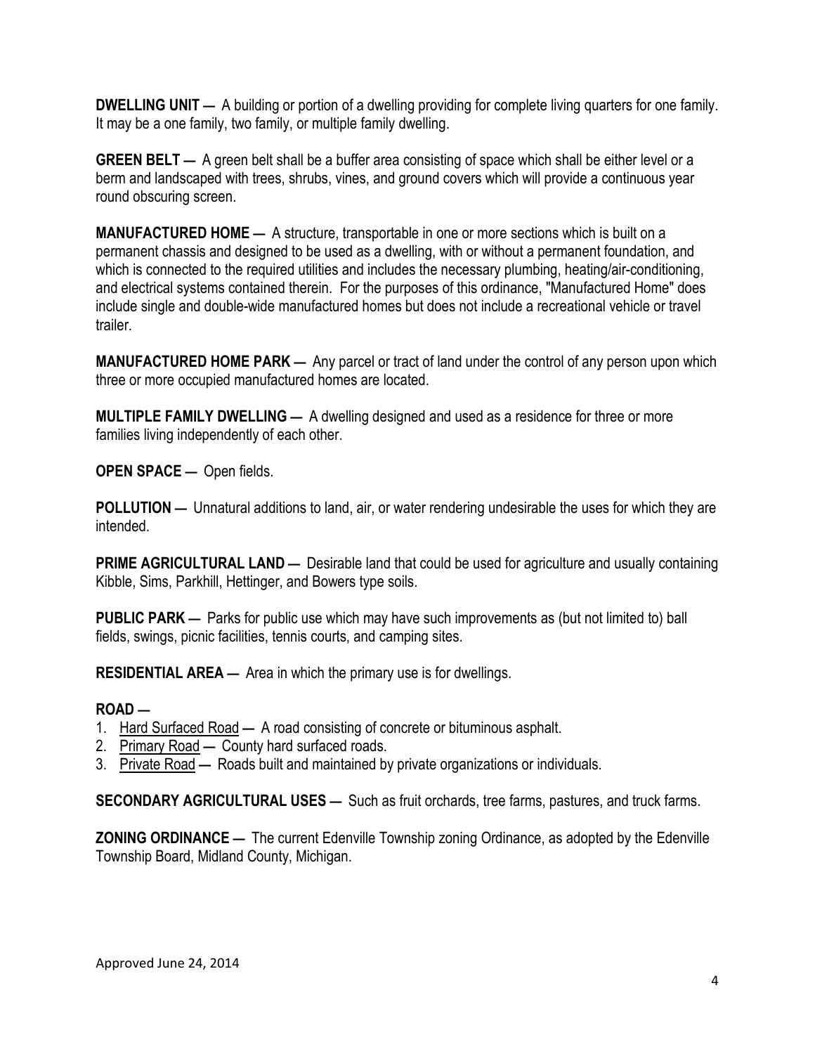**DWELLING UNIT —** A building or portion of a dwelling providing for complete living quarters for one family. It may be a one family, two family, or multiple family dwelling.

**GREEN BELT —** A green belt shall be a buffer area consisting of space which shall be either level or a berm and landscaped with trees, shrubs, vines, and ground covers which will provide a continuous year round obscuring screen.

**MANUFACTURED HOME —** A structure, transportable in one or more sections which is built on a permanent chassis and designed to be used as a dwelling, with or without a permanent foundation, and which is connected to the required utilities and includes the necessary plumbing, heating/air-conditioning, and electrical systems contained therein. For the purposes of this ordinance, "Manufactured Home" does include single and double-wide manufactured homes but does not include a recreational vehicle or travel trailer.

**MANUFACTURED HOME PARK —** Any parcel or tract of land under the control of any person upon which three or more occupied manufactured homes are located.

**MULTIPLE FAMILY DWELLING —** A dwelling designed and used as a residence for three or more families living independently of each other.

**OPEN SPACE —** Open fields.

**POLLUTION —** Unnatural additions to land, air, or water rendering undesirable the uses for which they are intended.

**PRIME AGRICULTURAL LAND —** Desirable land that could be used for agriculture and usually containing Kibble, Sims, Parkhill, Hettinger, and Bowers type soils.

**PUBLIC PARK —** Parks for public use which may have such improvements as (but not limited to) ball fields, swings, picnic facilities, tennis courts, and camping sites.

**RESIDENTIAL AREA —** Area in which the primary use is for dwellings.

**ROAD —**

1. Hard Surfaced Road — A road consisting of concrete or bituminous asphalt.
2. Primary Road — County hard surfaced roads.
3. Private Road — Roads built and maintained by private organizations or individuals.

**SECONDARY AGRICULTURAL USES —** Such as fruit orchards, tree farms, pastures, and truck farms.

**ZONING ORDINANCE —** The current Edenville Township zoning Ordinance, as adopted by the Edenville Township Board, Midland County, Michigan.

Approved June 24, 2014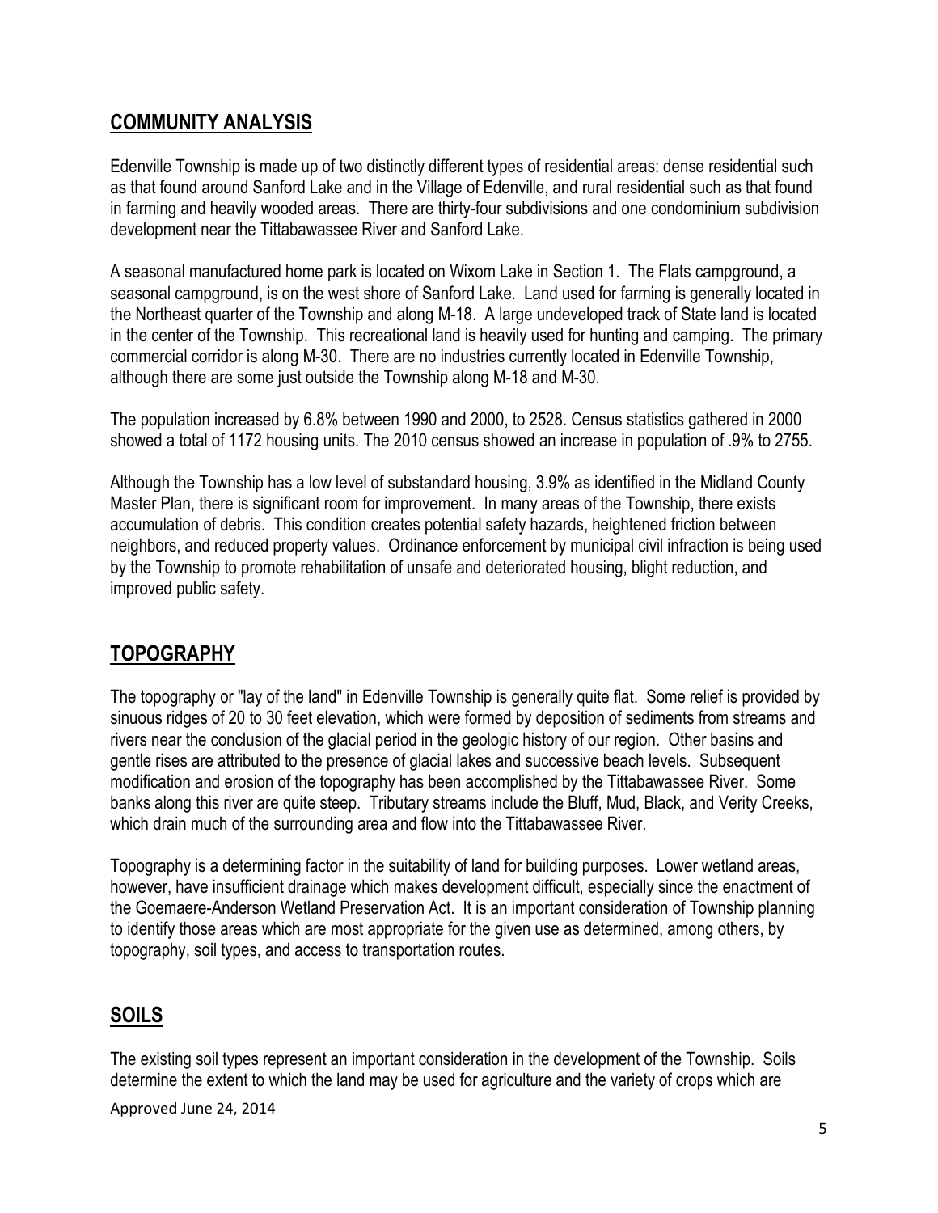## COMMUNITY ANALYSIS

Edenville Township is made up of two distinctly different types of residential areas: dense residential such as that found around Sanford Lake and in the Village of Edenville, and rural residential such as that found in farming and heavily wooded areas. There are thirty-four subdivisions and one condominium subdivision development near the Tittabawassee River and Sanford Lake.

A seasonal manufactured home park is located on Wixom Lake in Section 1. The Flats campground, a seasonal campground, is on the west shore of Sanford Lake. Land used for farming is generally located in the Northeast quarter of the Township and along M-18. A large undeveloped track of State land is located in the center of the Township. This recreational land is heavily used for hunting and camping. The primary commercial corridor is along M-30. There are no industries currently located in Edenville Township, although there are some just outside the Township along M-18 and M-30.

The population increased by 6.8% between 1990 and 2000, to 2528. Census statistics gathered in 2000 showed a total of 1172 housing units. The 2010 census showed an increase in population of .9% to 2755.

Although the Township has a low level of substandard housing, 3.9% as identified in the Midland County Master Plan, there is significant room for improvement. In many areas of the Township, there exists accumulation of debris. This condition creates potential safety hazards, heightened friction between neighbors, and reduced property values. Ordinance enforcement by municipal civil infraction is being used by the Township to promote rehabilitation of unsafe and deteriorated housing, blight reduction, and improved public safety.

## TOPOGRAPHY

The topography or "lay of the land" in Edenville Township is generally quite flat. Some relief is provided by sinuous ridges of 20 to 30 feet elevation, which were formed by deposition of sediments from streams and rivers near the conclusion of the glacial period in the geologic history of our region. Other basins and gentle rises are attributed to the presence of glacial lakes and successive beach levels. Subsequent modification and erosion of the topography has been accomplished by the Tittabawassee River. Some banks along this river are quite steep. Tributary streams include the Bluff, Mud, Black, and Verity Creeks, which drain much of the surrounding area and flow into the Tittabawassee River.

Topography is a determining factor in the suitability of land for building purposes. Lower wetland areas, however, have insufficient drainage which makes development difficult, especially since the enactment of the Goemaere-Anderson Wetland Preservation Act. It is an important consideration of Township planning to identify those areas which are most appropriate for the given use as determined, among others, by topography, soil types, and access to transportation routes.

## SOILS

The existing soil types represent an important consideration in the development of the Township. Soils determine the extent to which the land may be used for agriculture and the variety of crops which are

Approved June 24, 2014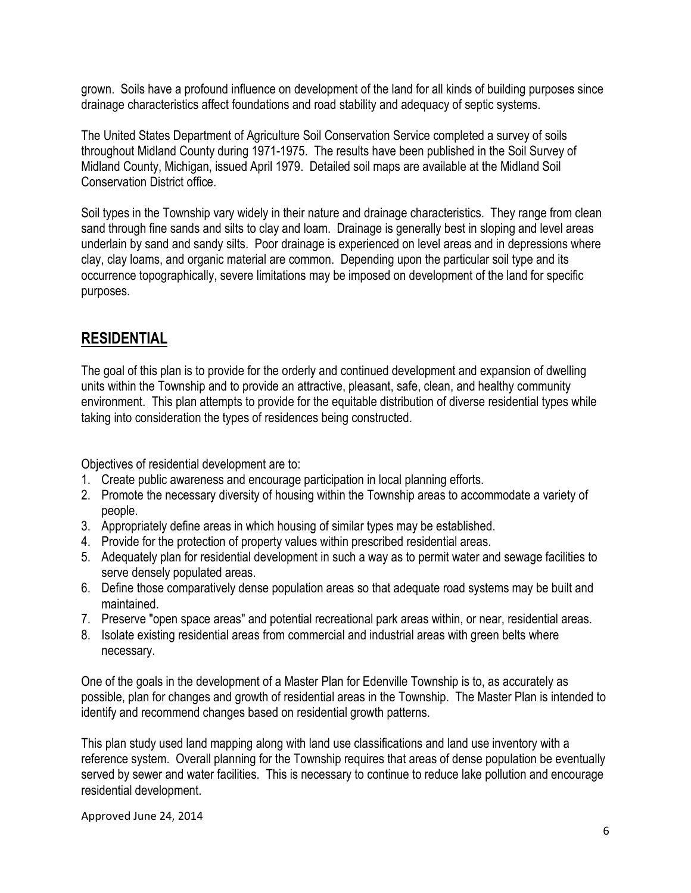grown. Soils have a profound influence on development of the land for all kinds of building purposes since drainage characteristics affect foundations and road stability and adequacy of septic systems.

The United States Department of Agriculture Soil Conservation Service completed a survey of soils throughout Midland County during 1971-1975. The results have been published in the Soil Survey of Midland County, Michigan, issued April 1979. Detailed soil maps are available at the Midland Soil Conservation District office.

Soil types in the Township vary widely in their nature and drainage characteristics. They range from clean sand through fine sands and silts to clay and loam. Drainage is generally best in sloping and level areas underlain by sand and sandy silts. Poor drainage is experienced on level areas and in depressions where clay, clay loams, and organic material are common. Depending upon the particular soil type and its occurrence topographically, severe limitations may be imposed on development of the land for specific purposes.

## RESIDENTIAL

The goal of this plan is to provide for the orderly and continued development and expansion of dwelling units within the Township and to provide an attractive, pleasant, safe, clean, and healthy community environment. This plan attempts to provide for the equitable distribution of diverse residential types while taking into consideration the types of residences being constructed.

Objectives of residential development are to:

1. Create public awareness and encourage participation in local planning efforts.
2. Promote the necessary diversity of housing within the Township areas to accommodate a variety of people.
3. Appropriately define areas in which housing of similar types may be established.
4. Provide for the protection of property values within prescribed residential areas.
5. Adequately plan for residential development in such a way as to permit water and sewage facilities to serve densely populated areas.
6. Define those comparatively dense population areas so that adequate road systems may be built and maintained.
7. Preserve "open space areas" and potential recreational park areas within, or near, residential areas.
8. Isolate existing residential areas from commercial and industrial areas with green belts where necessary.

One of the goals in the development of a Master Plan for Edenville Township is to, as accurately as possible, plan for changes and growth of residential areas in the Township. The Master Plan is intended to identify and recommend changes based on residential growth patterns.

This plan study used land mapping along with land use classifications and land use inventory with a reference system. Overall planning for the Township requires that areas of dense population be eventually served by sewer and water facilities. This is necessary to continue to reduce lake pollution and encourage residential development.

Approved June 24, 2014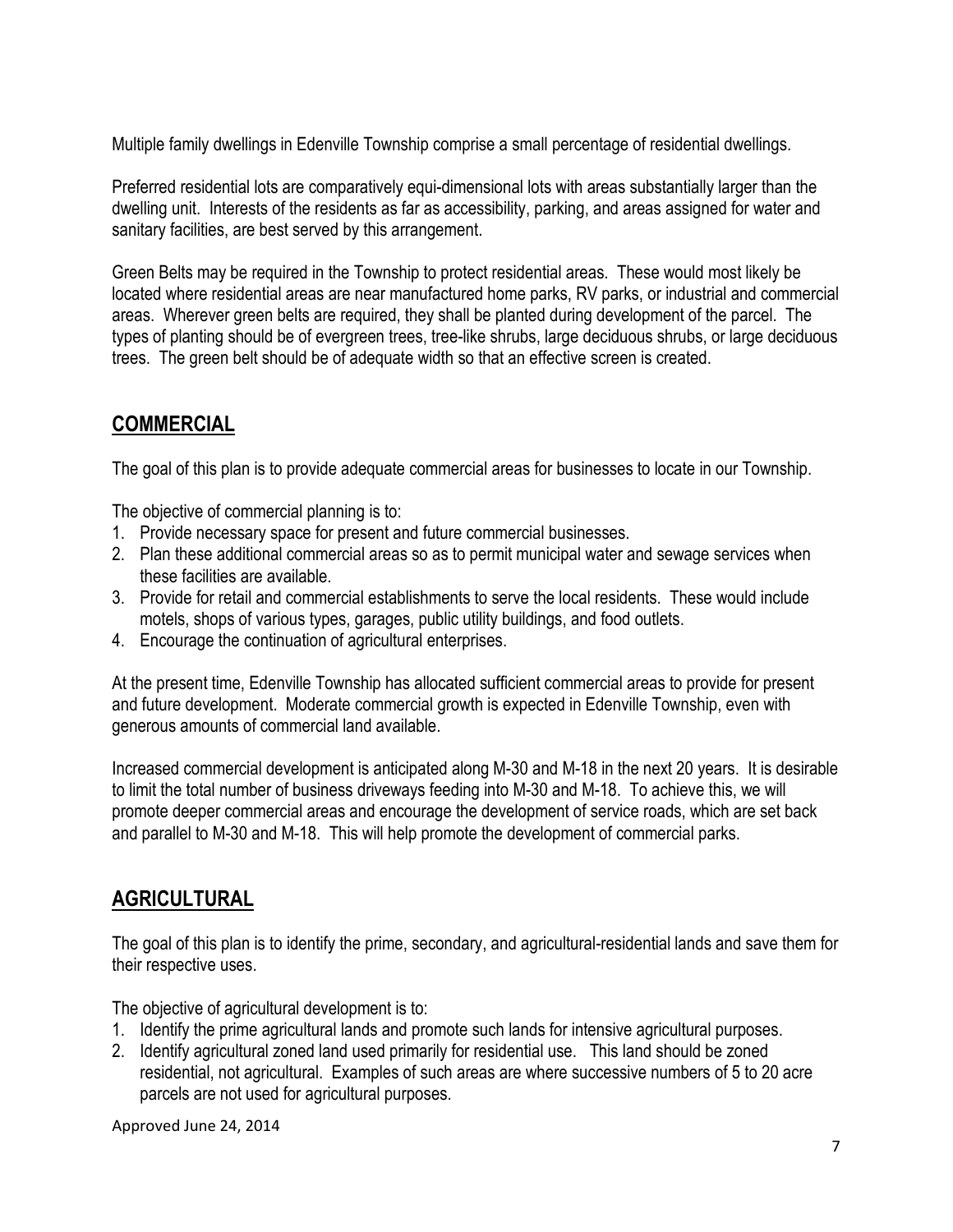Multiple family dwellings in Edenville Township comprise a small percentage of residential dwellings.

Preferred residential lots are comparatively equi-dimensional lots with areas substantially larger than the dwelling unit. Interests of the residents as far as accessibility, parking, and areas assigned for water and sanitary facilities, are best served by this arrangement.

Green Belts may be required in the Township to protect residential areas. These would most likely be located where residential areas are near manufactured home parks, RV parks, or industrial and commercial areas. Wherever green belts are required, they shall be planted during development of the parcel. The types of planting should be of evergreen trees, tree-like shrubs, large deciduous shrubs, or large deciduous trees. The green belt should be of adequate width so that an effective screen is created.

## COMMERCIAL

The goal of this plan is to provide adequate commercial areas for businesses to locate in our Township.

The objective of commercial planning is to:

1. Provide necessary space for present and future commercial businesses.
2. Plan these additional commercial areas so as to permit municipal water and sewage services when these facilities are available.
3. Provide for retail and commercial establishments to serve the local residents. These would include motels, shops of various types, garages, public utility buildings, and food outlets.
4. Encourage the continuation of agricultural enterprises.

At the present time, Edenville Township has allocated sufficient commercial areas to provide for present and future development. Moderate commercial growth is expected in Edenville Township, even with generous amounts of commercial land available.

Increased commercial development is anticipated along M-30 and M-18 in the next 20 years. It is desirable to limit the total number of business driveways feeding into M-30 and M-18. To achieve this, we will promote deeper commercial areas and encourage the development of service roads, which are set back and parallel to M-30 and M-18. This will help promote the development of commercial parks.

## AGRICULTURAL

The goal of this plan is to identify the prime, secondary, and agricultural-residential lands and save them for their respective uses.

The objective of agricultural development is to:

1. Identify the prime agricultural lands and promote such lands for intensive agricultural purposes.
2. Identify agricultural zoned land used primarily for residential use. This land should be zoned residential, not agricultural. Examples of such areas are where successive numbers of 5 to 20 acre parcels are not used for agricultural purposes.

Approved June 24, 2014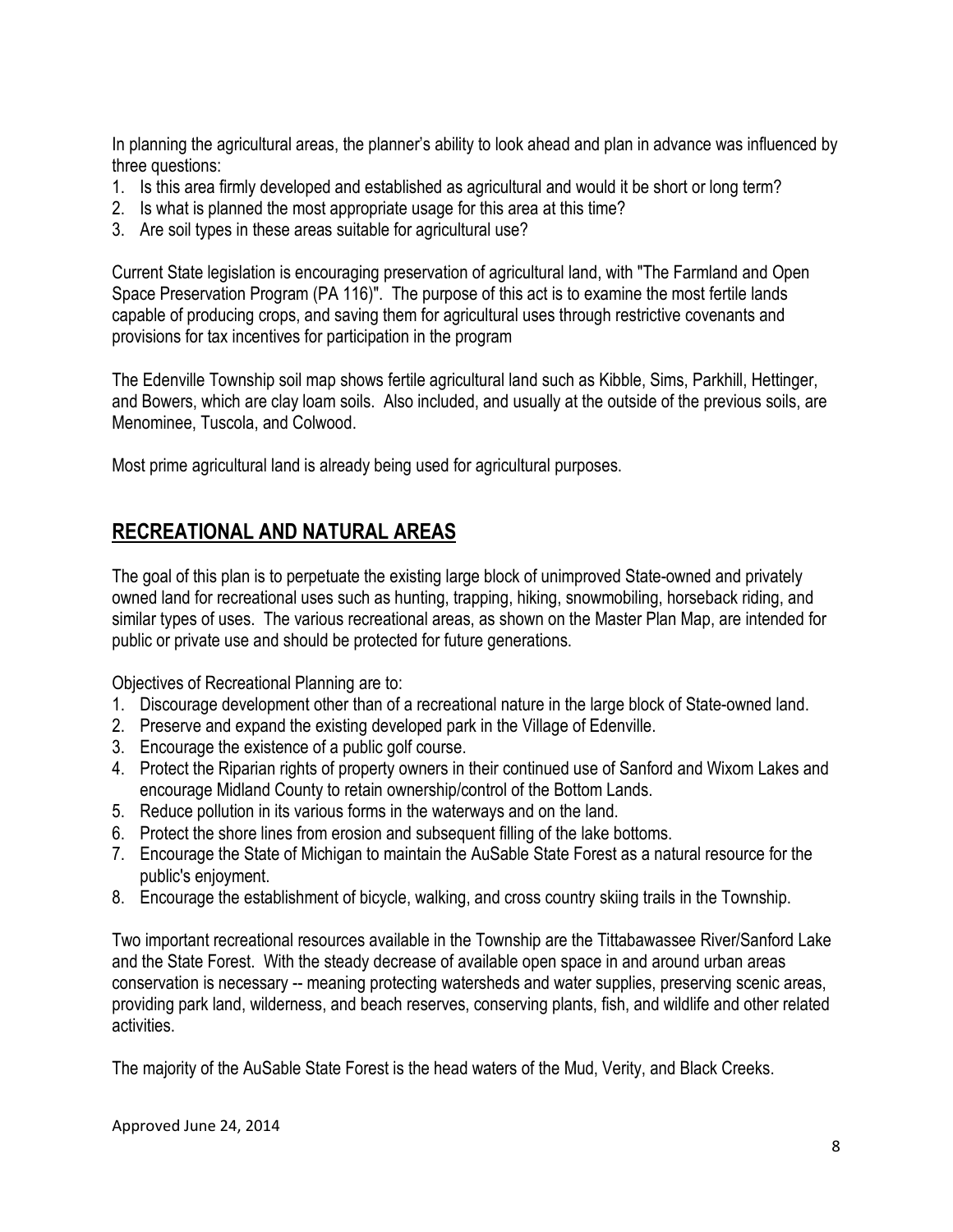In planning the agricultural areas, the planner's ability to look ahead and plan in advance was influenced by three questions:

1. Is this area firmly developed and established as agricultural and would it be short or long term?
2. Is what is planned the most appropriate usage for this area at this time?
3. Are soil types in these areas suitable for agricultural use?

Current State legislation is encouraging preservation of agricultural land, with "The Farmland and Open Space Preservation Program (PA 116)". The purpose of this act is to examine the most fertile lands capable of producing crops, and saving them for agricultural uses through restrictive covenants and provisions for tax incentives for participation in the program

The Edenville Township soil map shows fertile agricultural land such as Kibble, Sims, Parkhill, Hettinger, and Bowers, which are clay loam soils. Also included, and usually at the outside of the previous soils, are Menominee, Tuscola, and Colwood.

Most prime agricultural land is already being used for agricultural purposes.

## RECREATIONAL AND NATURAL AREAS

The goal of this plan is to perpetuate the existing large block of unimproved State-owned and privately owned land for recreational uses such as hunting, trapping, hiking, snowmobiling, horseback riding, and similar types of uses. The various recreational areas, as shown on the Master Plan Map, are intended for public or private use and should be protected for future generations.

Objectives of Recreational Planning are to:

1. Discourage development other than of a recreational nature in the large block of State-owned land.
2. Preserve and expand the existing developed park in the Village of Edenville.
3. Encourage the existence of a public golf course.
4. Protect the Riparian rights of property owners in their continued use of Sanford and Wixom Lakes and encourage Midland County to retain ownership/control of the Bottom Lands.
5. Reduce pollution in its various forms in the waterways and on the land.
6. Protect the shore lines from erosion and subsequent filling of the lake bottoms.
7. Encourage the State of Michigan to maintain the AuSable State Forest as a natural resource for the public's enjoyment.
8. Encourage the establishment of bicycle, walking, and cross country skiing trails in the Township.

Two important recreational resources available in the Township are the Tittabawassee River/Sanford Lake and the State Forest. With the steady decrease of available open space in and around urban areas conservation is necessary -- meaning protecting watersheds and water supplies, preserving scenic areas, providing park land, wilderness, and beach reserves, conserving plants, fish, and wildlife and other related activities.

The majority of the AuSable State Forest is the head waters of the Mud, Verity, and Black Creeks.

Approved June 24, 2014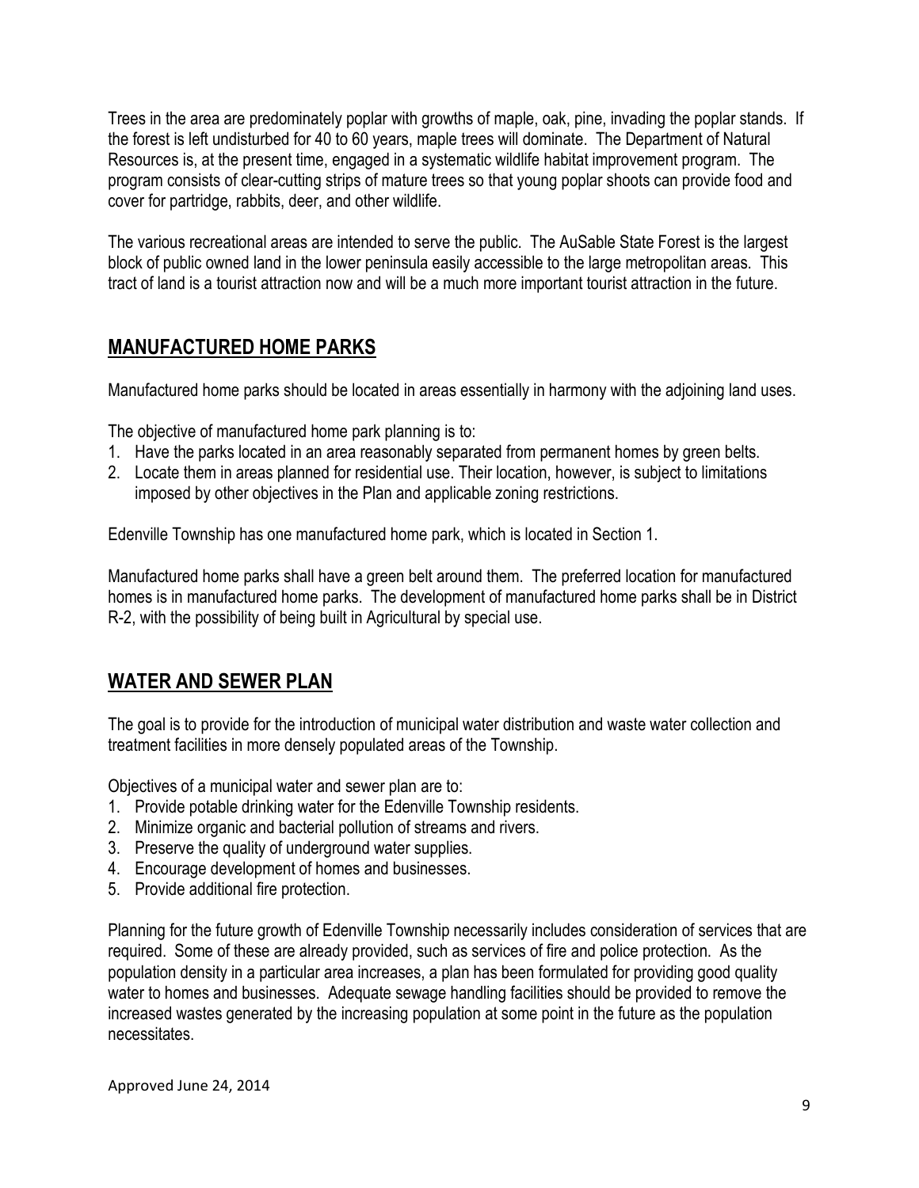Trees in the area are predominately poplar with growths of maple, oak, pine, invading the poplar stands. If the forest is left undisturbed for 40 to 60 years, maple trees will dominate. The Department of Natural Resources is, at the present time, engaged in a systematic wildlife habitat improvement program. The program consists of clear-cutting strips of mature trees so that young poplar shoots can provide food and cover for partridge, rabbits, deer, and other wildlife.

The various recreational areas are intended to serve the public. The AuSable State Forest is the largest block of public owned land in the lower peninsula easily accessible to the large metropolitan areas. This tract of land is a tourist attraction now and will be a much more important tourist attraction in the future.

## MANUFACTURED HOME PARKS

Manufactured home parks should be located in areas essentially in harmony with the adjoining land uses.

The objective of manufactured home park planning is to:

1. Have the parks located in an area reasonably separated from permanent homes by green belts.
2. Locate them in areas planned for residential use. Their location, however, is subject to limitations imposed by other objectives in the Plan and applicable zoning restrictions.

Edenville Township has one manufactured home park, which is located in Section 1.

Manufactured home parks shall have a green belt around them. The preferred location for manufactured homes is in manufactured home parks. The development of manufactured home parks shall be in District R-2, with the possibility of being built in Agricultural by special use.

## WATER AND SEWER PLAN

The goal is to provide for the introduction of municipal water distribution and waste water collection and treatment facilities in more densely populated areas of the Township.

Objectives of a municipal water and sewer plan are to:

1. Provide potable drinking water for the Edenville Township residents.
2. Minimize organic and bacterial pollution of streams and rivers.
3. Preserve the quality of underground water supplies.
4. Encourage development of homes and businesses.
5. Provide additional fire protection.

Planning for the future growth of Edenville Township necessarily includes consideration of services that are required. Some of these are already provided, such as services of fire and police protection. As the population density in a particular area increases, a plan has been formulated for providing good quality water to homes and businesses. Adequate sewage handling facilities should be provided to remove the increased wastes generated by the increasing population at some point in the future as the population necessitates.

Approved June 24, 2014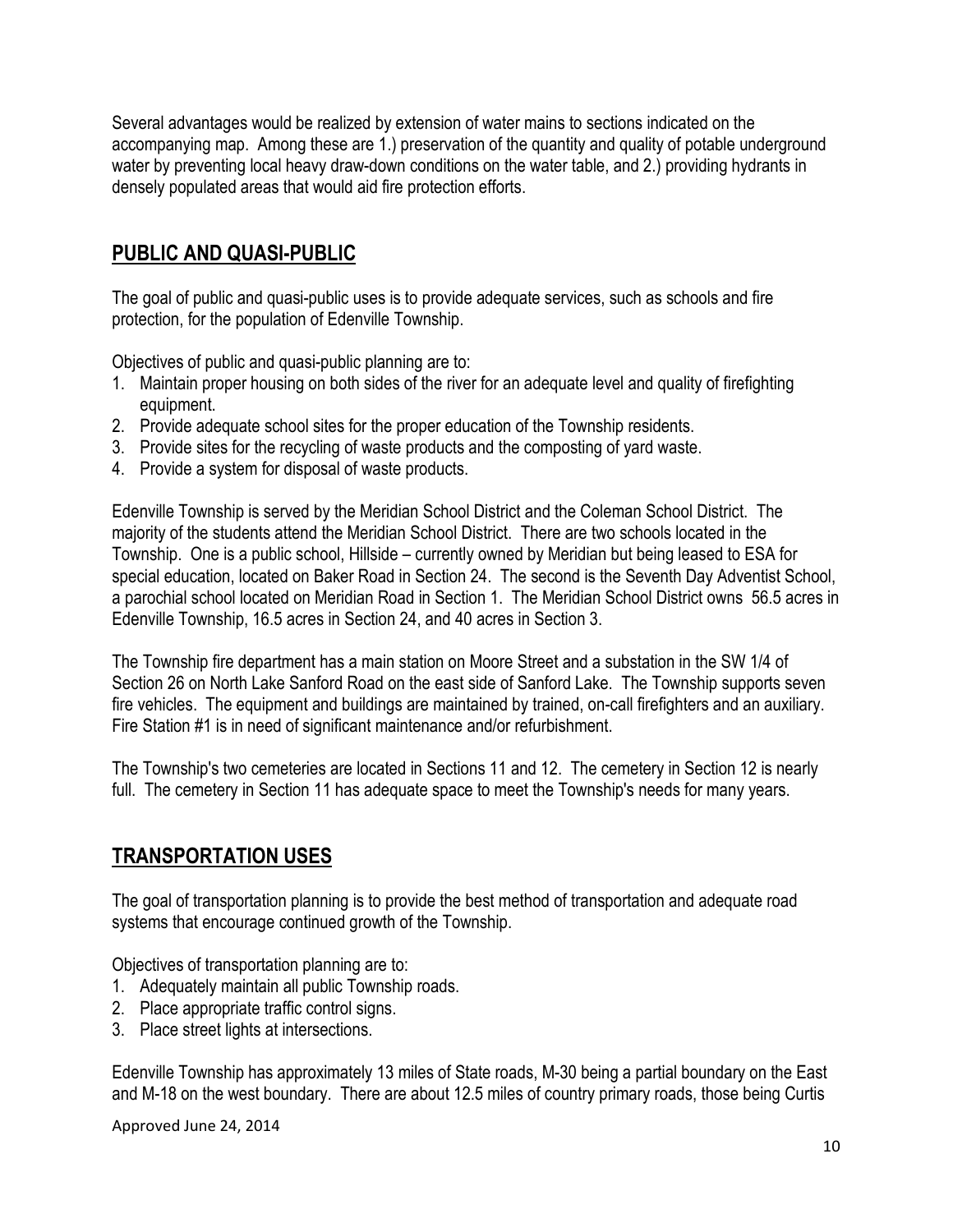Several advantages would be realized by extension of water mains to sections indicated on the accompanying map. Among these are 1.) preservation of the quantity and quality of potable underground water by preventing local heavy draw-down conditions on the water table, and 2.) providing hydrants in densely populated areas that would aid fire protection efforts.

## PUBLIC AND QUASI-PUBLIC

The goal of public and quasi-public uses is to provide adequate services, such as schools and fire protection, for the population of Edenville Township.

Objectives of public and quasi-public planning are to:

1. Maintain proper housing on both sides of the river for an adequate level and quality of firefighting equipment.
2. Provide adequate school sites for the proper education of the Township residents.
3. Provide sites for the recycling of waste products and the composting of yard waste.
4. Provide a system for disposal of waste products.

Edenville Township is served by the Meridian School District and the Coleman School District. The majority of the students attend the Meridian School District. There are two schools located in the Township. One is a public school, Hillside – currently owned by Meridian but being leased to ESA for special education, located on Baker Road in Section 24. The second is the Seventh Day Adventist School, a parochial school located on Meridian Road in Section 1. The Meridian School District owns 56.5 acres in Edenville Township, 16.5 acres in Section 24, and 40 acres in Section 3.

The Township fire department has a main station on Moore Street and a substation in the SW 1/4 of Section 26 on North Lake Sanford Road on the east side of Sanford Lake. The Township supports seven fire vehicles. The equipment and buildings are maintained by trained, on-call firefighters and an auxiliary. Fire Station #1 is in need of significant maintenance and/or refurbishment.

The Township's two cemeteries are located in Sections 11 and 12. The cemetery in Section 12 is nearly full. The cemetery in Section 11 has adequate space to meet the Township's needs for many years.

## TRANSPORTATION USES

The goal of transportation planning is to provide the best method of transportation and adequate road systems that encourage continued growth of the Township.

Objectives of transportation planning are to:

1. Adequately maintain all public Township roads.
2. Place appropriate traffic control signs.
3. Place street lights at intersections.

Edenville Township has approximately 13 miles of State roads, M-30 being a partial boundary on the East and M-18 on the west boundary. There are about 12.5 miles of country primary roads, those being Curtis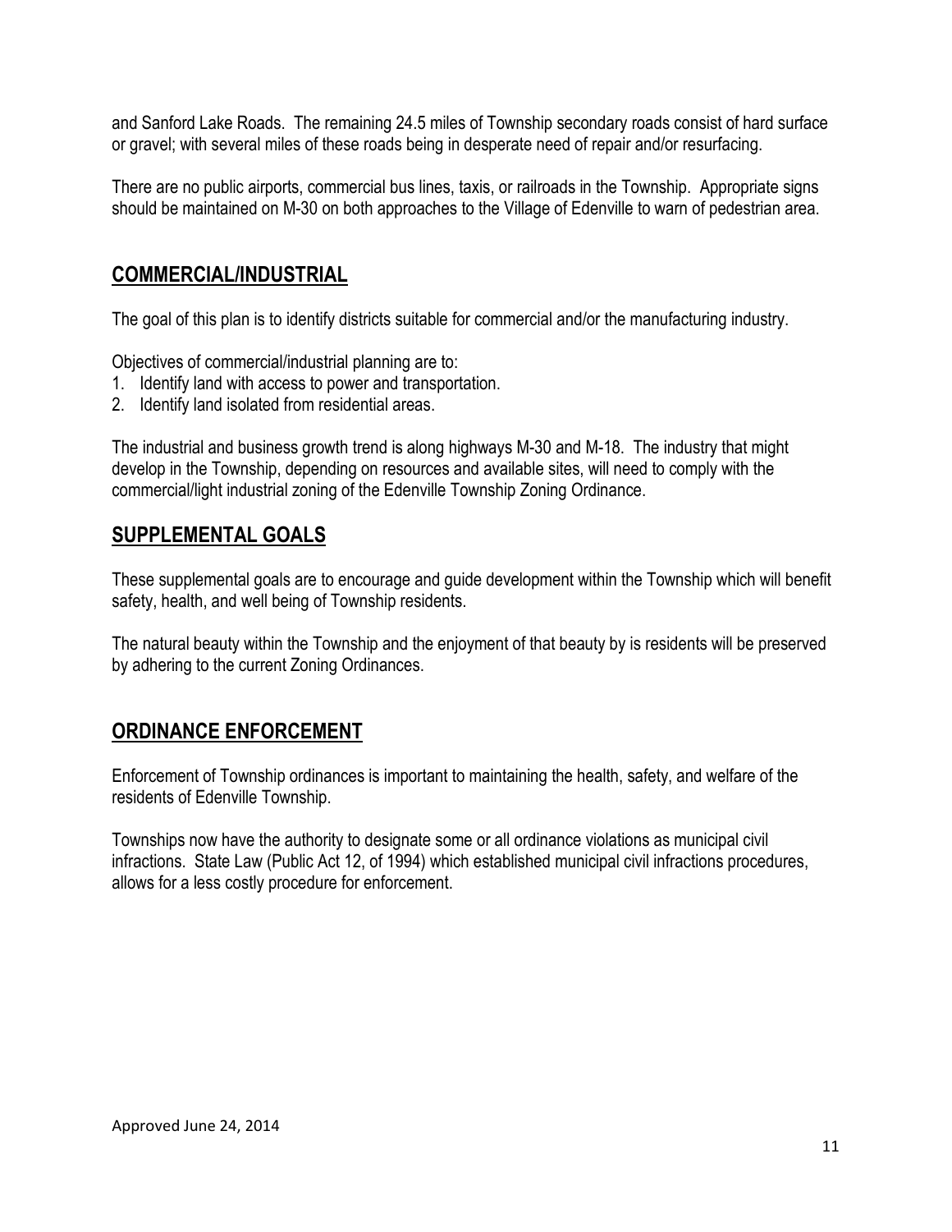and Sanford Lake Roads. The remaining 24.5 miles of Township secondary roads consist of hard surface or gravel; with several miles of these roads being in desperate need of repair and/or resurfacing.

There are no public airports, commercial bus lines, taxis, or railroads in the Township. Appropriate signs should be maintained on M-30 on both approaches to the Village of Edenville to warn of pedestrian area.

## COMMERCIAL/INDUSTRIAL

The goal of this plan is to identify districts suitable for commercial and/or the manufacturing industry.

Objectives of commercial/industrial planning are to:

1. Identify land with access to power and transportation.
2. Identify land isolated from residential areas.

The industrial and business growth trend is along highways M-30 and M-18. The industry that might develop in the Township, depending on resources and available sites, will need to comply with the commercial/light industrial zoning of the Edenville Township Zoning Ordinance.

## SUPPLEMENTAL GOALS

These supplemental goals are to encourage and guide development within the Township which will benefit safety, health, and well being of Township residents.

The natural beauty within the Township and the enjoyment of that beauty by is residents will be preserved by adhering to the current Zoning Ordinances.

## ORDINANCE ENFORCEMENT

Enforcement of Township ordinances is important to maintaining the health, safety, and welfare of the residents of Edenville Township.

Townships now have the authority to designate some or all ordinance violations as municipal civil infractions. State Law (Public Act 12, of 1994) which established municipal civil infractions procedures, allows for a less costly procedure for enforcement.

Approved June 24, 2014